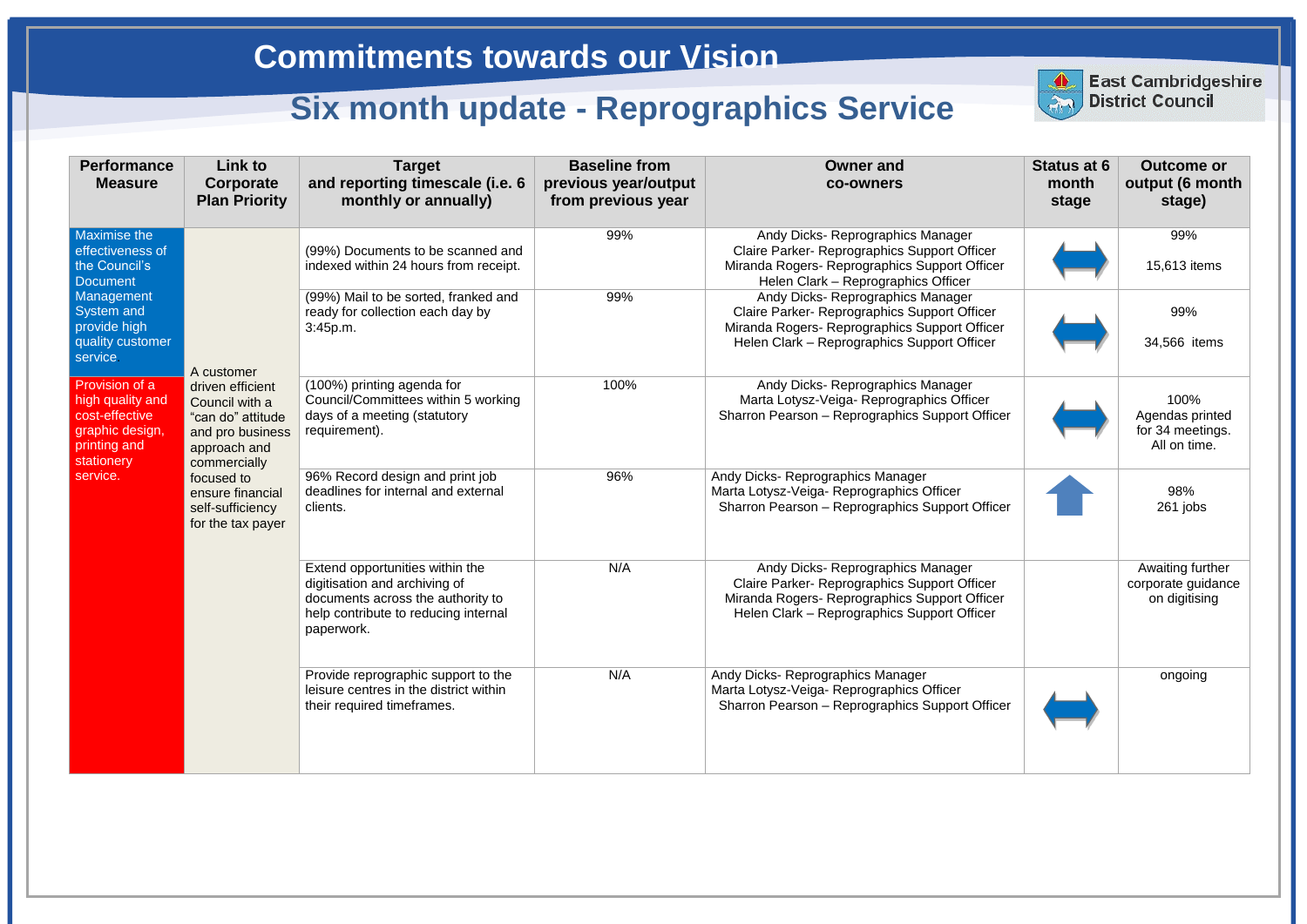# Commitments towards our Vision

## Six month update - Reprographics Service

East Cambridgeshire District Council

| Performance Measure | Link to Corporate Plan Priority | Target and reporting timescale (i.e. 6 monthly or annually) | Baseline from previous year/output from previous year | Owner and co-owners | Status at 6 month stage | Outcome or output (6 month stage) |
|---|---|---|---|---|---|---|
| Maximise the effectiveness of the Council's Document Management System and provide high quality customer service | A customer driven efficient Council with a "can do" attitude and pro business approach and commercially focused to ensure financial self-sufficiency for the tax payer | (99%) Documents to be scanned and indexed within 24 hours from receipt. | 99% | Andy Dicks- Reprographics Manager<br>Claire Parker- Reprographics Support Officer<br>Miranda Rogers- Reprographics Support Officer<br>Helen Clark – Reprographics Officer | ⟷ | 99%<br>15,613 items |
| | | (99%) Mail to be sorted, franked and ready for collection each day by 3:45p.m. | 99% | Andy Dicks- Reprographics Manager<br>Claire Parker- Reprographics Support Officer<br>Miranda Rogers- Reprographics Support Officer<br>Helen Clark – Reprographics Support Officer | ⟷ | 99%<br>34,566 items |
| Provision of a high quality and cost-effective graphic design, printing and stationery service. | | (100%) printing agenda for Council/Committees within 5 working days of a meeting (statutory requirement). | 100% | Andy Dicks- Reprographics Manager<br>Marta Lotysz-Veiga- Reprographics Officer<br>Sharron Pearson – Reprographics Support Officer | ⟷ | 100%<br>Agendas printed for 34 meetings.<br>All on time. |
| | | 96% Record design and print job deadlines for internal and external clients. | 96% | Andy Dicks- Reprographics Manager<br>Marta Lotysz-Veiga- Reprographics Officer<br>Sharron Pearson – Reprographics Support Officer | ↑ | 98%<br>261 jobs |
| | | Extend opportunities within the digitisation and archiving of documents across the authority to help contribute to reducing internal paperwork. | N/A | Andy Dicks- Reprographics Manager<br>Claire Parker- Reprographics Support Officer<br>Miranda Rogers- Reprographics Support Officer<br>Helen Clark – Reprographics Support Officer | | Awaiting further corporate guidance on digitising |
| | | Provide reprographic support to the leisure centres in the district within their required timeframes. | N/A | Andy Dicks- Reprographics Manager<br>Marta Lotysz-Veiga- Reprographics Officer<br>Sharron Pearson – Reprographics Support Officer | ⟷ | ongoing |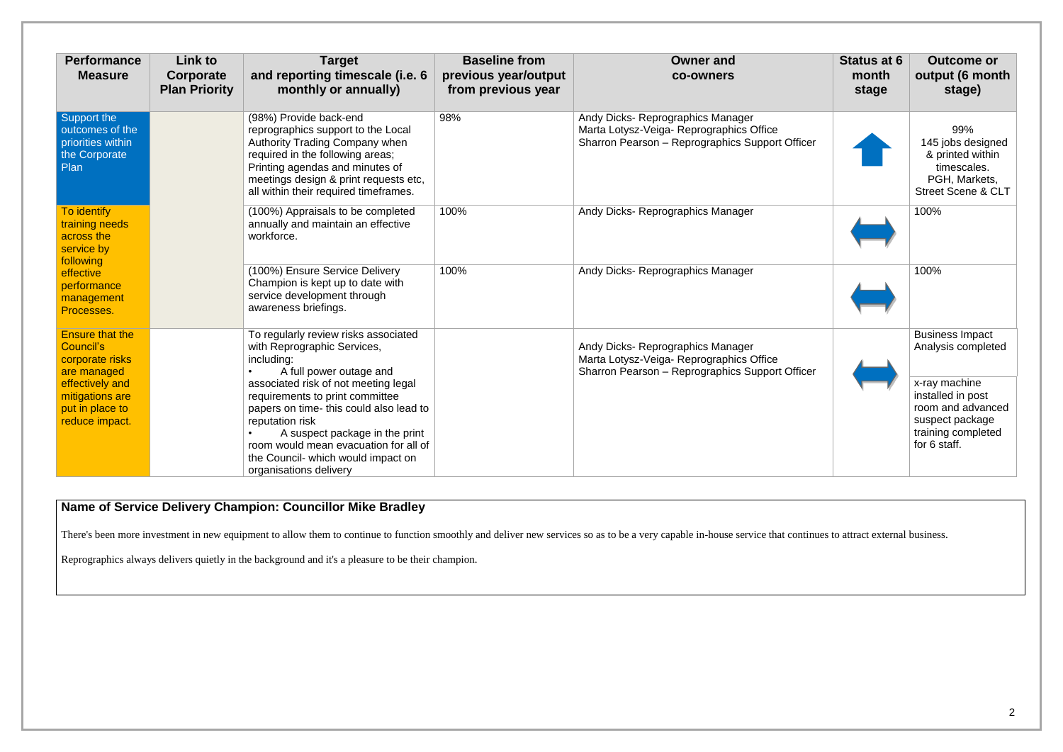| Performance Measure | Link to Corporate Plan Priority | Target and reporting timescale (i.e. 6 monthly or annually) | Baseline from previous year/output from previous year | Owner and co-owners | Status at 6 month stage | Outcome or output (6 month stage) |
|---|---|---|---|---|---|---|
| Support the outcomes of the priorities within the Corporate Plan | | (98%) Provide back-end reprographics support to the Local Authority Trading Company when required in the following areas; Printing agendas and minutes of meetings design & print requests etc, all within their required timeframes. | 98% | Andy Dicks- Reprographics Manager<br>Marta Lotysz-Veiga- Reprographics Office<br>Sharron Pearson – Reprographics Support Officer | ↑ | 99%<br>145 jobs designed & printed within timescales.<br>PGH, Markets, Street Scene & CLT |
| To identify training needs across the service by following effective performance management Processes. | | (100%) Appraisals to be completed annually and maintain an effective workforce. | 100% | Andy Dicks- Reprographics Manager | ↔ | 100% |
| | | (100%) Ensure Service Delivery Champion is kept up to date with service development through awareness briefings. | 100% | Andy Dicks- Reprographics Manager | ↔ | 100% |
| Ensure that the Council's corporate risks are managed effectively and mitigations are put in place to reduce impact. | | To regularly review risks associated with Reprographic Services, including:<br>• A full power outage and associated risk of not meeting legal requirements to print committee papers on time- this could also lead to reputation risk<br>• A suspect package in the print room would mean evacuation for all of the Council- which would impact on organisations delivery | | Andy Dicks- Reprographics Manager<br>Marta Lotysz-Veiga- Reprographics Office<br>Sharron Pearson – Reprographics Support Officer | ↔ | Business Impact Analysis completed<br><br>x-ray machine installed in post room and advanced suspect package training completed for 6 staff. |

**Name of Service Delivery Champion: Councillor Mike Bradley**

There's been more investment in new equipment to allow them to continue to function smoothly and deliver new services so as to be a very capable in-house service that continues to attract external business.

Reprographics always delivers quietly in the background and it's a pleasure to be their champion.